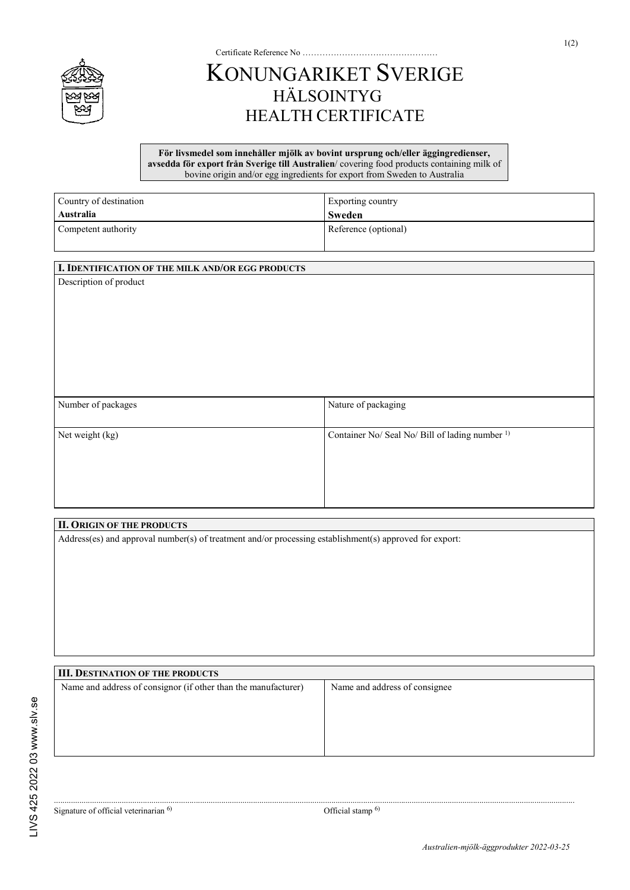Certificate Reference No ……………………………………….

# KONUNGARIKET SVERIGE
## HÄLSOINTYG
## HEALTH CERTIFICATE

**För livsmedel som innehåller mjölk av bovint ursprung och/eller äggingredienser, avsedda för export från Sverige till Australien**/ covering food products containing milk of bovine origin and/or egg ingredients for export from Sweden to Australia

| Country of destination<br>**Australia** | Exporting country<br>**Sweden** |
|---|---|
| Competent authority | Reference (optional) |

### I. IDENTIFICATION OF THE MILK AND/OR EGG PRODUCTS

| Description of product | |
|---|---|
| Number of packages | Nature of packaging |
| Net weight (kg) | Container No/ Seal No/ Bill of lading number [1] |

### II. ORIGIN OF THE PRODUCTS

Address(es) and approval number(s) of treatment and/or processing establishment(s) approved for export:

### III. DESTINATION OF THE PRODUCTS

| Name and address of consignor (if other than the manufacturer) | Name and address of consignee |
|---|---|
| | |

Signature of official veterinarian [6] | Official stamp [6]

LIVS 425 2022 03 www.slv.se

*Australien-mjölk-äggprodukter 2022-03-25*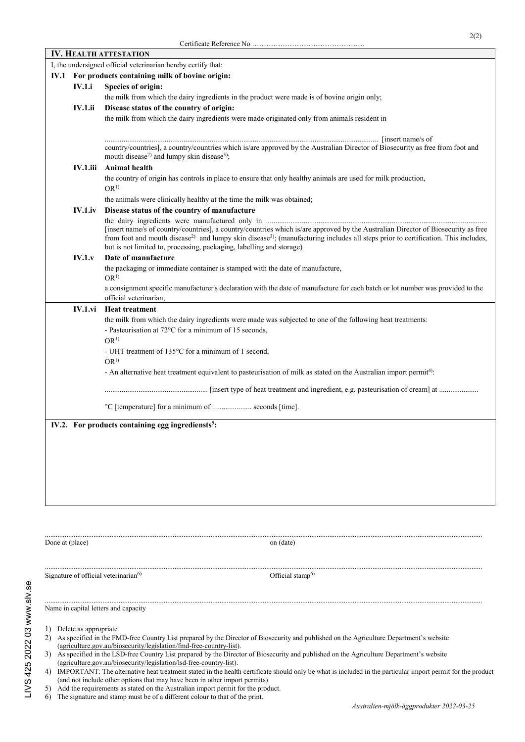Certificate Reference No ………………………………………….

## IV. HEALTH ATTESTATION

I, the undersigned official veterinarian hereby certify that:

### IV.1 For products containing milk of bovine origin:

**IV.1.i Species of origin:**

the milk from which the dairy ingredients in the product were made is of bovine origin only;

**IV.1.ii Disease status of the country of origin:**

the milk from which the dairy ingredients were made originated only from animals resident in

....................................................................... .............................................................................. [insert name/s of country/countries], a country/countries which is/are approved by the Australian Director of Biosecurity as free from foot and mouth disease[2] and lumpy skin disease[3];

**IV.1.iii Animal health**

the country of origin has controls in place to ensure that only healthy animals are used for milk production,

OR[1]

the animals were clinically healthy at the time the milk was obtained;

**IV.1.iv Disease status of the country of manufacture**

the dairy ingredients were manufactured only in .................................................................................................................. [insert name/s of country/countries], a country/countries which is/are approved by the Australian Director of Biosecurity as free from foot and mouth disease[2] and lumpy skin disease[3]; (manufacturing includes all steps prior to certification. This includes, but is not limited to, processing, packaging, labelling and storage)

**IV.1.v Date of manufacture**

the packaging or immediate container is stamped with the date of manufacture,

OR[1]

a consignment specific manufacturer's declaration with the date of manufacture for each batch or lot number was provided to the official veterinarian;

**IV.1.vi Heat treatment**

the milk from which the dairy ingredients were made was subjected to one of the following heat treatments:

- Pasteurisation at 72°C for a minimum of 15 seconds,

OR[1]

- UHT treatment of 135°C for a minimum of 1 second,

OR[1]

- An alternative heat treatment equivalent to pasteurisation of milk as stated on the Australian import permit[4]:

...................................................... [insert type of heat treatment and ingredient, e.g. pasteurisation of cream] at .....................

°C [temperature] for a minimum of ..................... seconds [time].

### IV.2. For products containing egg ingredienst[5]:

.......................................................................................................................................................................................................

Done at (place) on (date)

.......................................................................................................................................................................................................

Signature of official veterinarian[6] Official stamp[6]

.......................................................................................................................................................................................................

Name in capital letters and capacity

1) Delete as appropriate
2) As specified in the FMD-free Country List prepared by the Director of Biosecurity and published on the Agriculture Department's website (agriculture.gov.au/biosecurity/legislation/fmd-free-country-list).
3) As specified in the LSD-free Country List prepared by the Director of Biosecurity and published on the Agriculture Department's website (agriculture.gov.au/biosecurity/legislation/lsd-free-country-list).
4) IMPORTANT: The alternative heat treatment stated in the health certificate should only be what is included in the particular import permit for the product (and not include other options that may have been in other import permits).
5) Add the requirements as stated on the Australian import permit for the product.
6) The signature and stamp must be of a different colour to that of the print.

LIVS 425 2022 03 www.slv.se

*Australien-mjölk-äggprodukter 2022-03-25*